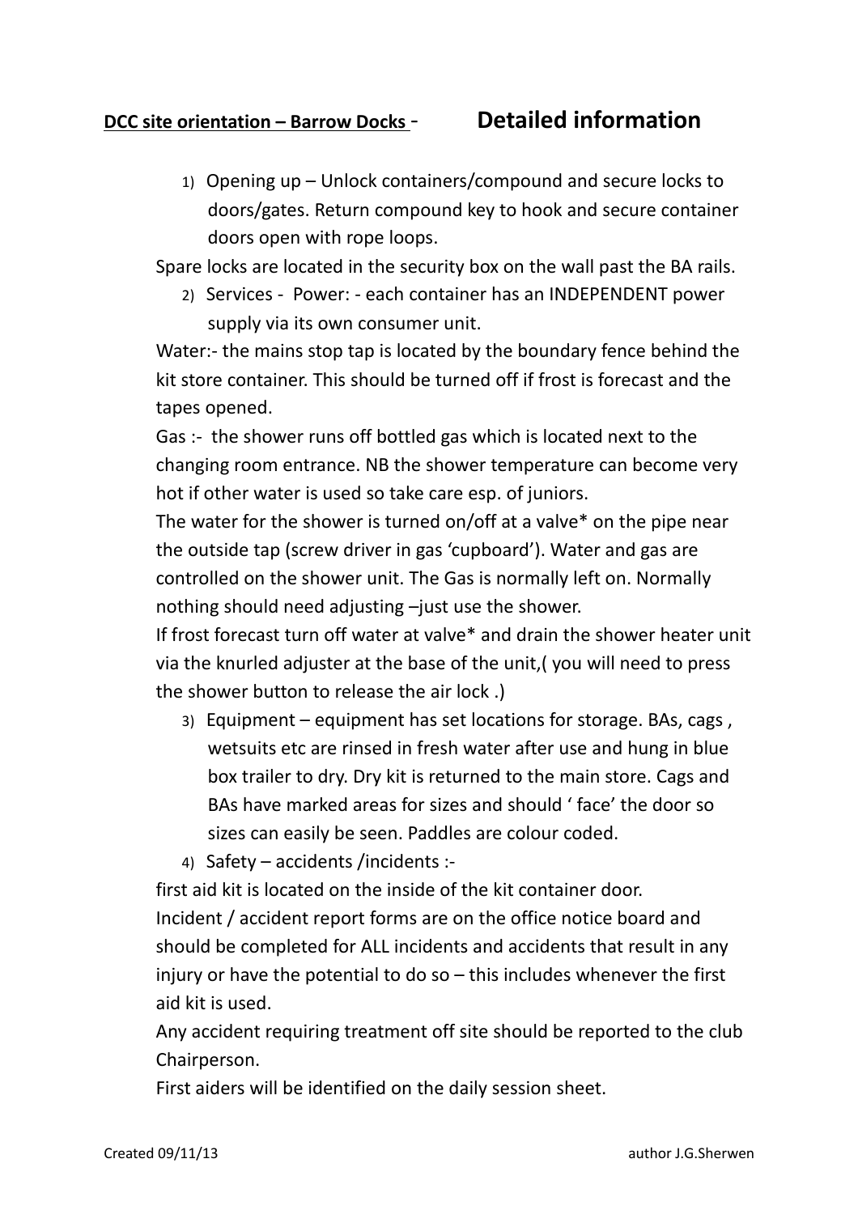## <u>DCC site orientation – Barrow Docks</u> - **Detailed information**

1) Opening up – Unlock containers/compound and secure locks to doors/gates. Return compound key to hook and secure container doors open with rope loops.

Spare locks are located in the security box on the wall past the BA rails.

2) Services - Power: - each container has an INDEPENDENT power supply via its own consumer unit.

Water:- the mains stop tap is located by the boundary fence behind the kit store container. This should be turned off if frost is forecast and the tapes opened.

Gas :- the shower runs off bottled gas which is located next to the changing room entrance. NB the shower temperature can become very hot if other water is used so take care esp. of juniors.

The water for the shower is turned on/off at a valve* on the pipe near the outside tap (screw driver in gas 'cupboard'). Water and gas are controlled on the shower unit. The Gas is normally left on. Normally nothing should need adjusting –just use the shower.

If frost forecast turn off water at valve* and drain the shower heater unit via the knurled adjuster at the base of the unit,( you will need to press the shower button to release the air lock .)

3) Equipment – equipment has set locations for storage. BAs, cags , wetsuits etc are rinsed in fresh water after use and hung in blue box trailer to dry. Dry kit is returned to the main store. Cags and BAs have marked areas for sizes and should ' face' the door so sizes can easily be seen. Paddles are colour coded.

4) Safety – accidents /incidents :-

first aid kit is located on the inside of the kit container door.

Incident / accident report forms are on the office notice board and should be completed for ALL incidents and accidents that result in any injury or have the potential to do so – this includes whenever the first aid kit is used.

Any accident requiring treatment off site should be reported to the club Chairperson.

First aiders will be identified on the daily session sheet.

Created 09/11/13 author J.G.Sherwen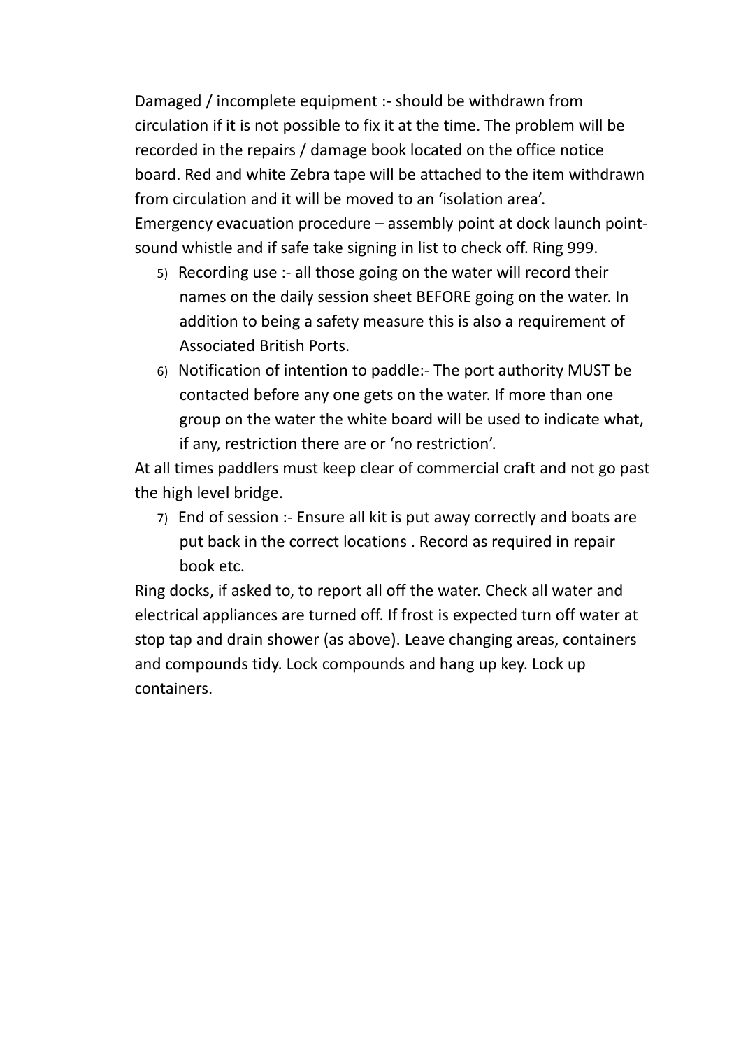Damaged / incomplete equipment :- should be withdrawn from circulation if it is not possible to fix it at the time. The problem will be recorded in the repairs / damage book located on the office notice board. Red and white Zebra tape will be attached to the item withdrawn from circulation and it will be moved to an 'isolation area'.
Emergency evacuation procedure – assembly point at dock launch point- sound whistle and if safe take signing in list to check off. Ring 999.

5) Recording use :- all those going on the water will record their names on the daily session sheet BEFORE going on the water. In addition to being a safety measure this is also a requirement of Associated British Ports.
6) Notification of intention to paddle:- The port authority MUST be contacted before any one gets on the water. If more than one group on the water the white board will be used to indicate what, if any, restriction there are or 'no restriction'.

At all times paddlers must keep clear of commercial craft and not go past the high level bridge.

7) End of session :- Ensure all kit is put away correctly and boats are put back in the correct locations . Record as required in repair book etc.

Ring docks, if asked to, to report all off the water. Check all water and electrical appliances are turned off. If frost is expected turn off water at stop tap and drain shower (as above). Leave changing areas, containers and compounds tidy. Lock compounds and hang up key. Lock up containers.